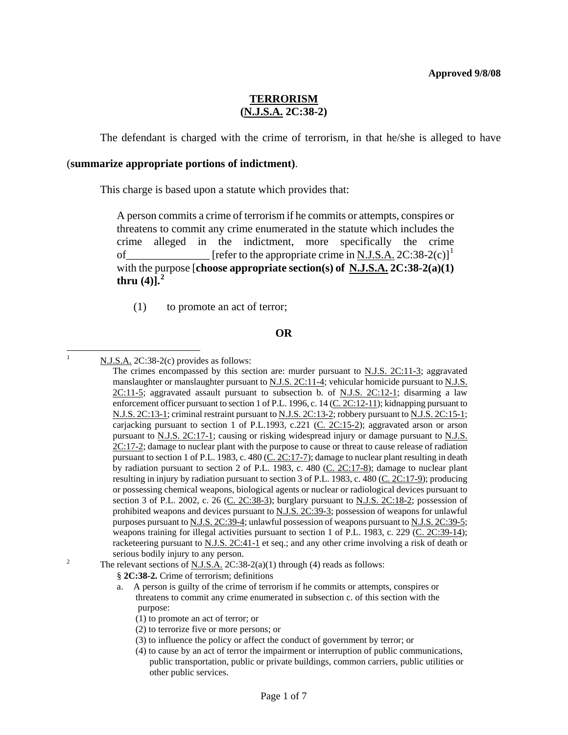**Approved 9/8/08**

# TERRORISM
## (N.J.S.A. 2C:38-2)

The defendant is charged with the crime of terrorism, in that he/she is alleged to have (**summarize appropriate portions of indictment**).

This charge is based upon a statute which provides that:

> A person commits a crime of terrorism if he commits or attempts, conspires or threatens to commit any crime enumerated in the statute which includes the crime alleged in the indictment, more specifically the crime of_______________ [refer to the appropriate crime in N.J.S.A. 2C:38-2(c)][1] with the purpose [**choose appropriate section(s) of N.J.S.A. 2C:38-2(a)(1) thru (4)].**[2]
>
> (1) to promote an act of terror;

**OR**

---

[1] N.J.S.A. 2C:38-2(c) provides as follows:

The crimes encompassed by this section are: murder pursuant to N.J.S. 2C:11-3; aggravated manslaughter or manslaughter pursuant to N.J.S. 2C:11-4; vehicular homicide pursuant to N.J.S. 2C:11-5; aggravated assault pursuant to subsection b. of N.J.S. 2C:12-1; disarming a law enforcement officer pursuant to section 1 of P.L. 1996, c. 14 (C. 2C:12-11); kidnapping pursuant to N.J.S. 2C:13-1; criminal restraint pursuant to N.J.S. 2C:13-2; robbery pursuant to N.J.S. 2C:15-1; carjacking pursuant to section 1 of P.L.1993, c.221 (C. 2C:15-2); aggravated arson or arson pursuant to N.J.S. 2C:17-1; causing or risking widespread injury or damage pursuant to N.J.S. 2C:17-2; damage to nuclear plant with the purpose to cause or threat to cause release of radiation pursuant to section 1 of P.L. 1983, c. 480 (C. 2C:17-7); damage to nuclear plant resulting in death by radiation pursuant to section 2 of P.L. 1983, c. 480 (C. 2C:17-8); damage to nuclear plant resulting in injury by radiation pursuant to section 3 of P.L. 1983, c. 480 (C. 2C:17-9); producing or possessing chemical weapons, biological agents or nuclear or radiological devices pursuant to section 3 of P.L. 2002, c. 26 (C. 2C:38-3); burglary pursuant to N.J.S. 2C:18-2; possession of prohibited weapons and devices pursuant to N.J.S. 2C:39-3; possession of weapons for unlawful purposes pursuant to N.J.S. 2C:39-4; unlawful possession of weapons pursuant to N.J.S. 2C:39-5; weapons training for illegal activities pursuant to section 1 of P.L. 1983, c. 229 (C. 2C:39-14); racketeering pursuant to N.J.S. 2C:41-1 et seq.; and any other crime involving a risk of death or serious bodily injury to any person.

[2] The relevant sections of N.J.S.A. 2C:38-2(a)(1) through (4) reads as follows:

§ **2C:38-2.** Crime of terrorism; definitions

a. A person is guilty of the crime of terrorism if he commits or attempts, conspires or threatens to commit any crime enumerated in subsection c. of this section with the purpose:

(1) to promote an act of terror; or
(2) to terrorize five or more persons; or
(3) to influence the policy or affect the conduct of government by terror; or
(4) to cause by an act of terror the impairment or interruption of public communications, public transportation, public or private buildings, common carriers, public utilities or other public services.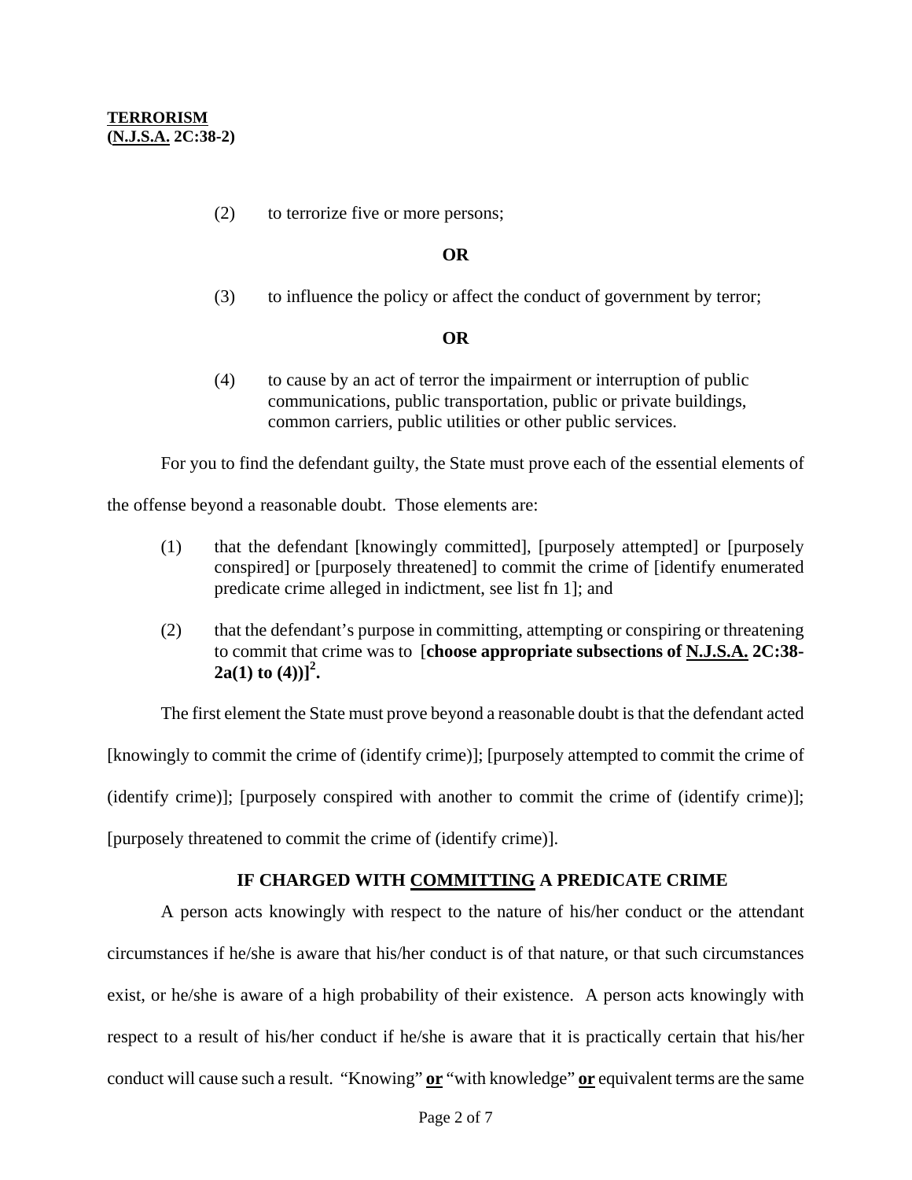(2) to terrorize five or more persons;

**OR**

(3) to influence the policy or affect the conduct of government by terror;

**OR**

(4) to cause by an act of terror the impairment or interruption of public communications, public transportation, public or private buildings, common carriers, public utilities or other public services.

For you to find the defendant guilty, the State must prove each of the essential elements of the offense beyond a reasonable doubt. Those elements are:

(1) that the defendant [knowingly committed], [purposely attempted] or [purposely conspired] or [purposely threatened] to commit the crime of [identify enumerated predicate crime alleged in indictment, see list fn 1]; and

(2) that the defendant's purpose in committing, attempting or conspiring or threatening to commit that crime was to [**choose appropriate subsections of N.J.S.A. 2C:38-2a(1) to (4))**][2].

The first element the State must prove beyond a reasonable doubt is that the defendant acted [knowingly to commit the crime of (identify crime)]; [purposely attempted to commit the crime of (identify crime)]; [purposely conspired with another to commit the crime of (identify crime)]; [purposely threatened to commit the crime of (identify crime)].

**IF CHARGED WITH COMMITTING A PREDICATE CRIME**

A person acts knowingly with respect to the nature of his/her conduct or the attendant circumstances if he/she is aware that his/her conduct is of that nature, or that such circumstances exist, or he/she is aware of a high probability of their existence. A person acts knowingly with respect to a result of his/her conduct if he/she is aware that it is practically certain that his/her conduct will cause such a result. "Knowing" **or** "with knowledge" **or** equivalent terms are the same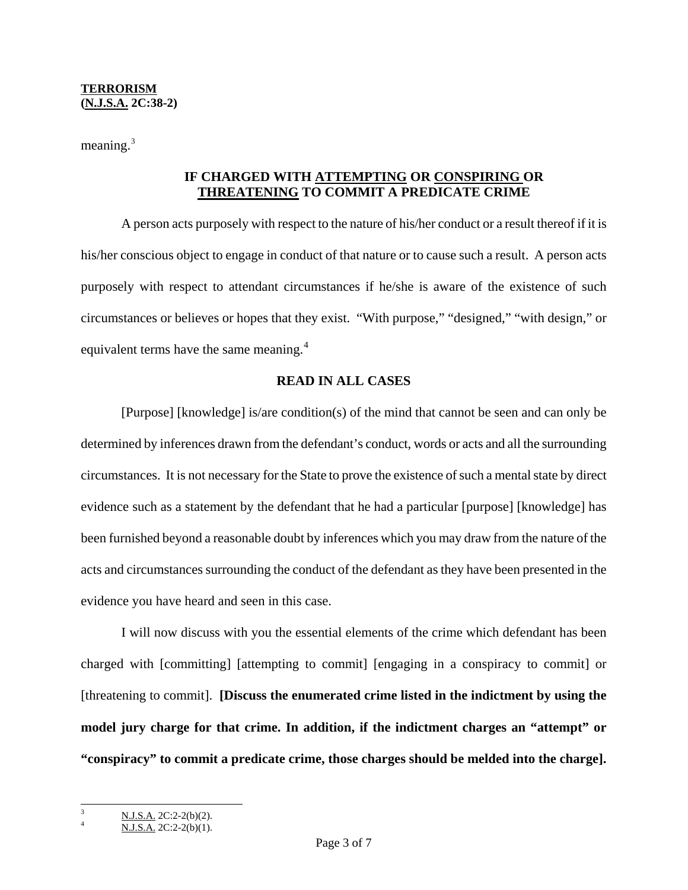meaning.[3]

**IF CHARGED WITH ATTEMPTING OR CONSPIRING OR THREATENING TO COMMIT A PREDICATE CRIME**

A person acts purposely with respect to the nature of his/her conduct or a result thereof if it is his/her conscious object to engage in conduct of that nature or to cause such a result. A person acts purposely with respect to attendant circumstances if he/she is aware of the existence of such circumstances or believes or hopes that they exist. "With purpose," "designed," "with design," or equivalent terms have the same meaning.[4]

**READ IN ALL CASES**

[Purpose] [knowledge] is/are condition(s) of the mind that cannot be seen and can only be determined by inferences drawn from the defendant's conduct, words or acts and all the surrounding circumstances. It is not necessary for the State to prove the existence of such a mental state by direct evidence such as a statement by the defendant that he had a particular [purpose] [knowledge] has been furnished beyond a reasonable doubt by inferences which you may draw from the nature of the acts and circumstances surrounding the conduct of the defendant as they have been presented in the evidence you have heard and seen in this case.

I will now discuss with you the essential elements of the crime which defendant has been charged with [committing] [attempting to commit] [engaging in a conspiracy to commit] or [threatening to commit]. **[Discuss the enumerated crime listed in the indictment by using the model jury charge for that crime. In addition, if the indictment charges an "attempt" or "conspiracy" to commit a predicate crime, those charges should be melded into the charge].**

---

[3] N.J.S.A. 2C:2-2(b)(2).

[4] N.J.S.A. 2C:2-2(b)(1).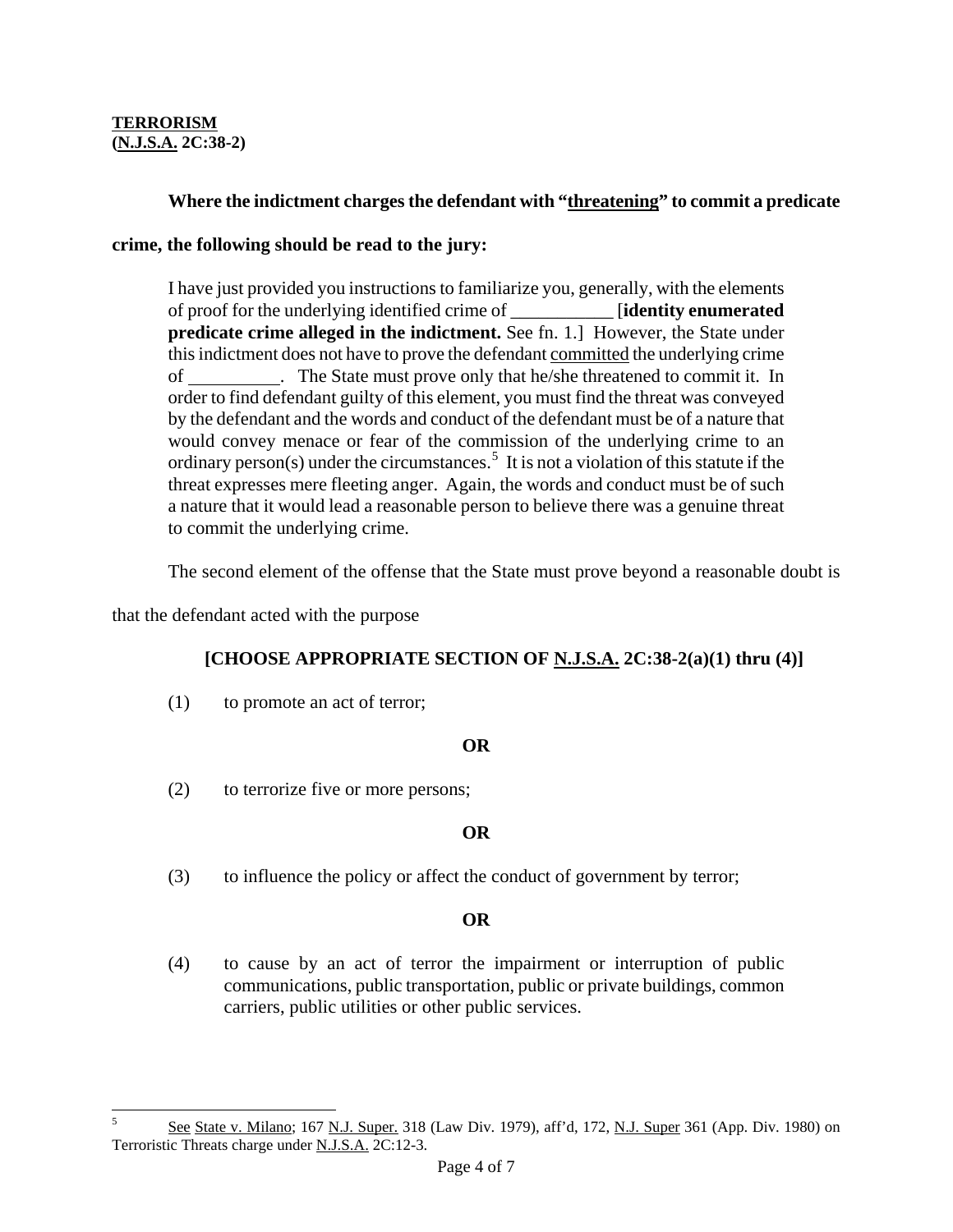**TERRORISM**
**(N.J.S.A. 2C:38-2)**

**Where the indictment charges the defendant with "threatening" to commit a predicate crime, the following should be read to the jury:**

> I have just provided you instructions to familiarize you, generally, with the elements of proof for the underlying identified crime of ___________ [**identity enumerated predicate crime alleged in the indictment.** See fn. 1.] However, the State under this indictment does not have to prove the defendant committed the underlying crime of __________. The State must prove only that he/she threatened to commit it. In order to find defendant guilty of this element, you must find the threat was conveyed by the defendant and the words and conduct of the defendant must be of a nature that would convey menace or fear of the commission of the underlying crime to an ordinary person(s) under the circumstances.[5] It is not a violation of this statute if the threat expresses mere fleeting anger. Again, the words and conduct must be of such a nature that it would lead a reasonable person to believe there was a genuine threat to commit the underlying crime.

The second element of the offense that the State must prove beyond a reasonable doubt is that the defendant acted with the purpose

**[CHOOSE APPROPRIATE SECTION OF N.J.S.A. 2C:38-2(a)(1) thru (4)]**

(1) to promote an act of terror;

**OR**

(2) to terrorize five or more persons;

**OR**

(3) to influence the policy or affect the conduct of government by terror;

**OR**

(4) to cause by an act of terror the impairment or interruption of public communications, public transportation, public or private buildings, common carriers, public utilities or other public services.

---

[5] See State v. Milano; 167 N.J. Super. 318 (Law Div. 1979), aff'd, 172, N.J. Super 361 (App. Div. 1980) on Terroristic Threats charge under N.J.S.A. 2C:12-3.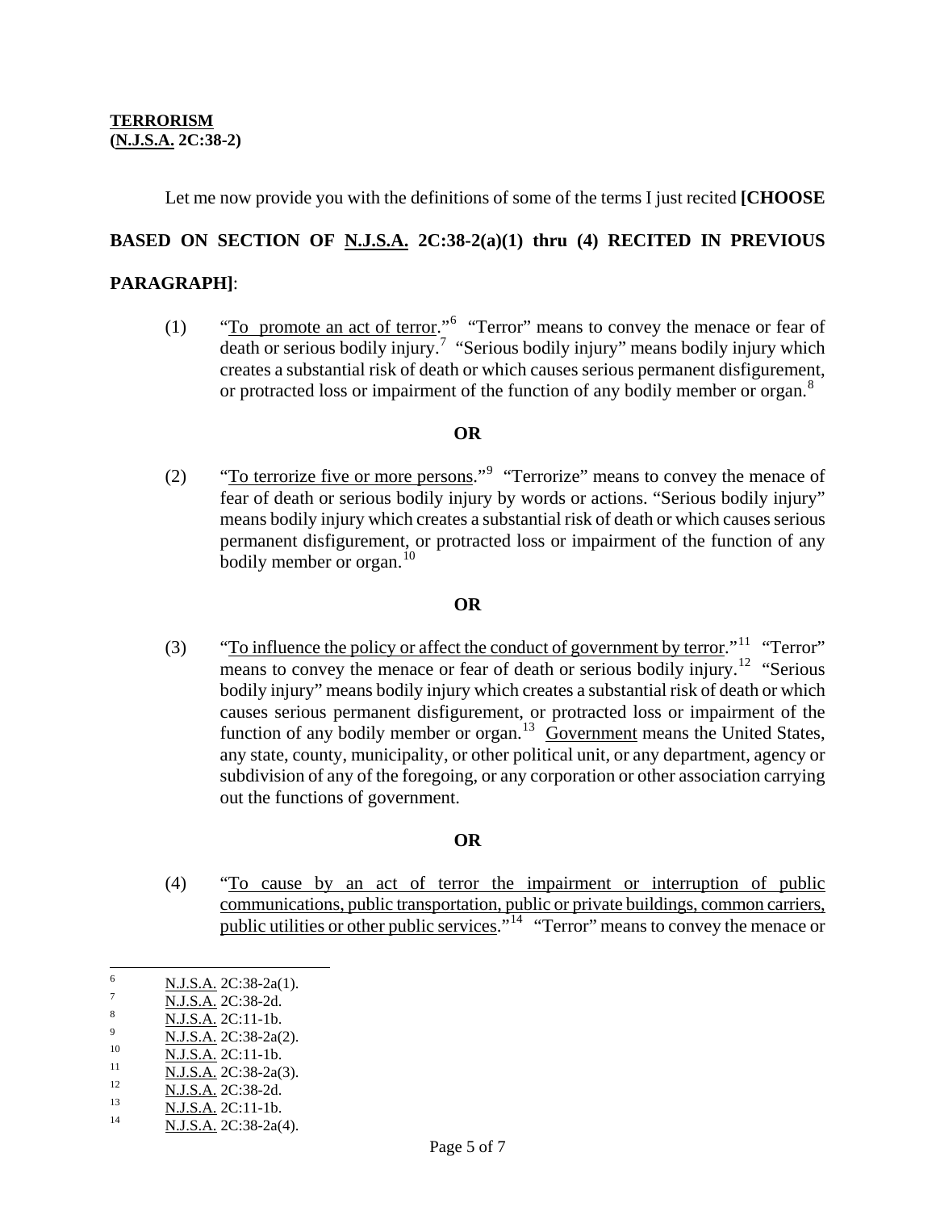**TERRORISM**
**(N.J.S.A. 2C:38-2)**

Let me now provide you with the definitions of some of the terms I just recited **[CHOOSE BASED ON SECTION OF N.J.S.A. 2C:38-2(a)(1) thru (4) RECITED IN PREVIOUS PARAGRAPH]**:

(1) "To promote an act of terror."[6] "Terror" means to convey the menace or fear of death or serious bodily injury.[7] "Serious bodily injury" means bodily injury which creates a substantial risk of death or which causes serious permanent disfigurement, or protracted loss or impairment of the function of any bodily member or organ.[8]

**OR**

(2) "To terrorize five or more persons."[9] "Terrorize" means to convey the menace of fear of death or serious bodily injury by words or actions. "Serious bodily injury" means bodily injury which creates a substantial risk of death or which causes serious permanent disfigurement, or protracted loss or impairment of the function of any bodily member or organ.[10]

**OR**

(3) "To influence the policy or affect the conduct of government by terror."[11] "Terror" means to convey the menace or fear of death or serious bodily injury.[12] "Serious bodily injury" means bodily injury which creates a substantial risk of death or which causes serious permanent disfigurement, or protracted loss or impairment of the function of any bodily member or organ.[13] Government means the United States, any state, county, municipality, or other political unit, or any department, agency or subdivision of any of the foregoing, or any corporation or other association carrying out the functions of government.

**OR**

(4) "To cause by an act of terror the impairment or interruption of public communications, public transportation, public or private buildings, common carriers, public utilities or other public services."[14] "Terror" means to convey the menace or

---

[6] N.J.S.A. 2C:38-2a(1).
[7] N.J.S.A. 2C:38-2d.
[8] N.J.S.A. 2C:11-1b.
[9] N.J.S.A. 2C:38-2a(2).
[10] N.J.S.A. 2C:11-1b.
[11] N.J.S.A. 2C:38-2a(3).
[12] N.J.S.A. 2C:38-2d.
[13] N.J.S.A. 2C:11-1b.
[14] N.J.S.A. 2C:38-2a(4).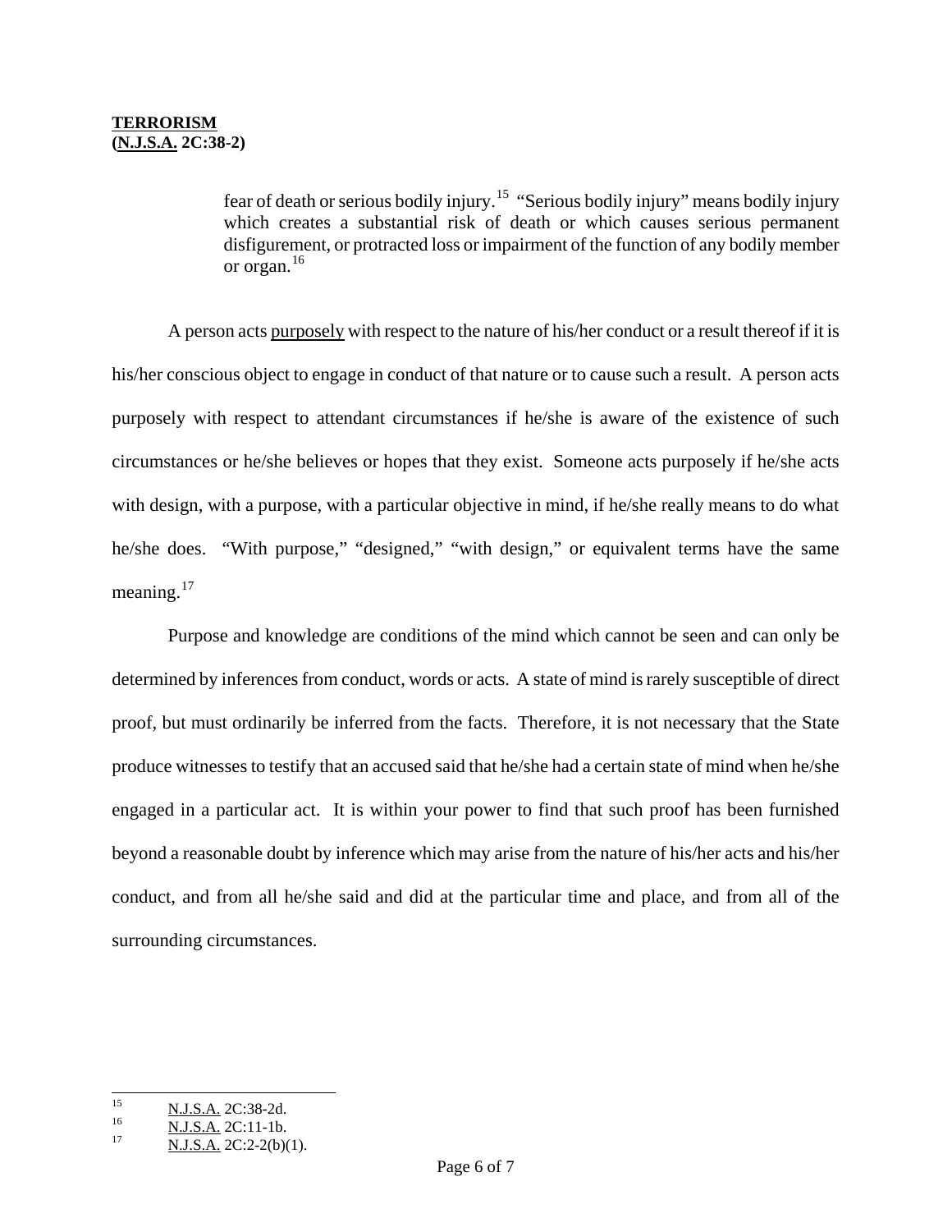fear of death or serious bodily injury.[15] "Serious bodily injury" means bodily injury which creates a substantial risk of death or which causes serious permanent disfigurement, or protracted loss or impairment of the function of any bodily member or organ.[16]

A person acts purposely with respect to the nature of his/her conduct or a result thereof if it is his/her conscious object to engage in conduct of that nature or to cause such a result. A person acts purposely with respect to attendant circumstances if he/she is aware of the existence of such circumstances or he/she believes or hopes that they exist. Someone acts purposely if he/she acts with design, with a purpose, with a particular objective in mind, if he/she really means to do what he/she does. "With purpose," "designed," "with design," or equivalent terms have the same meaning.[17]

Purpose and knowledge are conditions of the mind which cannot be seen and can only be determined by inferences from conduct, words or acts. A state of mind is rarely susceptible of direct proof, but must ordinarily be inferred from the facts. Therefore, it is not necessary that the State produce witnesses to testify that an accused said that he/she had a certain state of mind when he/she engaged in a particular act. It is within your power to find that such proof has been furnished beyond a reasonable doubt by inference which may arise from the nature of his/her acts and his/her conduct, and from all he/she said and did at the particular time and place, and from all of the surrounding circumstances.

---

[15] N.J.S.A. 2C:38-2d.

[16] N.J.S.A. 2C:11-1b.

[17] N.J.S.A. 2C:2-2(b)(1).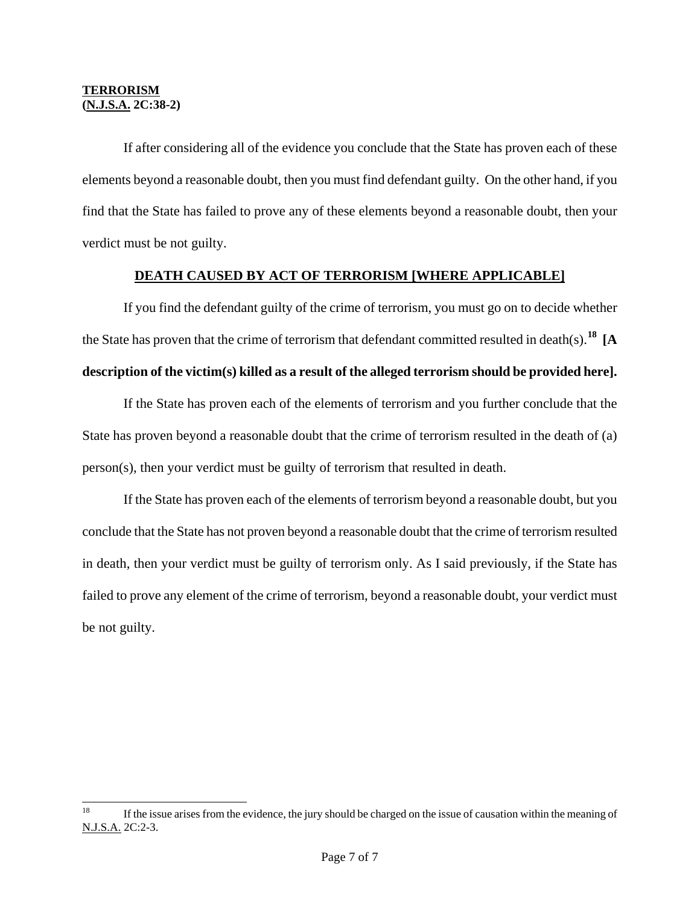If after considering all of the evidence you conclude that the State has proven each of these elements beyond a reasonable doubt, then you must find defendant guilty. On the other hand, if you find that the State has failed to prove any of these elements beyond a reasonable doubt, then your verdict must be not guilty.

## DEATH CAUSED BY ACT OF TERRORISM [WHERE APPLICABLE]

If you find the defendant guilty of the crime of terrorism, you must go on to decide whether the State has proven that the crime of terrorism that defendant committed resulted in death(s).[18] **[A description of the victim(s) killed as a result of the alleged terrorism should be provided here].**

If the State has proven each of the elements of terrorism and you further conclude that the State has proven beyond a reasonable doubt that the crime of terrorism resulted in the death of (a) person(s), then your verdict must be guilty of terrorism that resulted in death.

If the State has proven each of the elements of terrorism beyond a reasonable doubt, but you conclude that the State has not proven beyond a reasonable doubt that the crime of terrorism resulted in death, then your verdict must be guilty of terrorism only. As I said previously, if the State has failed to prove any element of the crime of terrorism, beyond a reasonable doubt, your verdict must be not guilty.

---

[18] If the issue arises from the evidence, the jury should be charged on the issue of causation within the meaning of N.J.S.A. 2C:2-3.